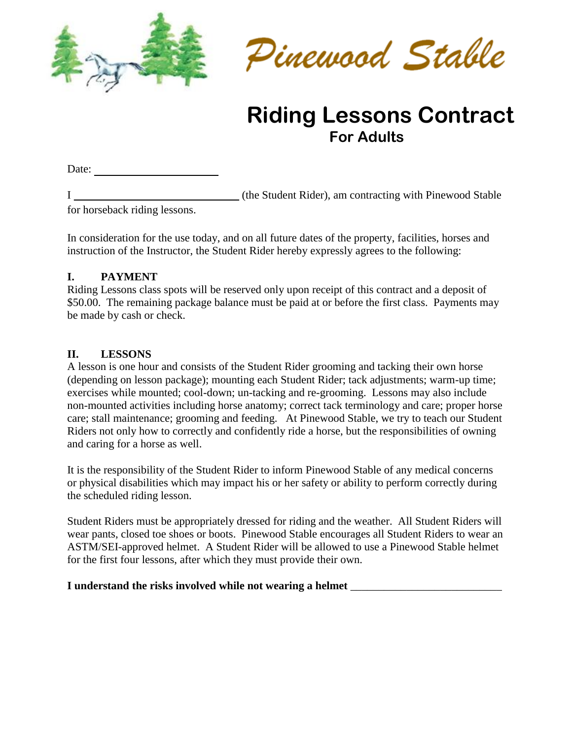Pinewood Stable

# Riding Lessons Contract

## For Adults

Date: ____________________

I ____________________________ (the Student Rider), am contracting with Pinewood Stable for horseback riding lessons.

In consideration for the use today, and on all future dates of the property, facilities, horses and instruction of the Instructor, the Student Rider hereby expressly agrees to the following:

### I. PAYMENT

Riding Lessons class spots will be reserved only upon receipt of this contract and a deposit of $50.00. The remaining package balance must be paid at or before the first class. Payments may be made by cash or check.

### II. LESSONS

A lesson is one hour and consists of the Student Rider grooming and tacking their own horse (depending on lesson package); mounting each Student Rider; tack adjustments; warm-up time; exercises while mounted; cool-down; un-tacking and re-grooming. Lessons may also include non-mounted activities including horse anatomy; correct tack terminology and care; proper horse care; stall maintenance; grooming and feeding. At Pinewood Stable, we try to teach our Student Riders not only how to correctly and confidently ride a horse, but the responsibilities of owning and caring for a horse as well.

It is the responsibility of the Student Rider to inform Pinewood Stable of any medical concerns or physical disabilities which may impact his or her safety or ability to perform correctly during the scheduled riding lesson.

Student Riders must be appropriately dressed for riding and the weather. All Student Riders will wear pants, closed toe shoes or boots. Pinewood Stable encourages all Student Riders to wear an ASTM/SEI-approved helmet. A Student Rider will be allowed to use a Pinewood Stable helmet for the first four lessons, after which they must provide their own.

**I understand the risks involved while not wearing a helmet** ___________________________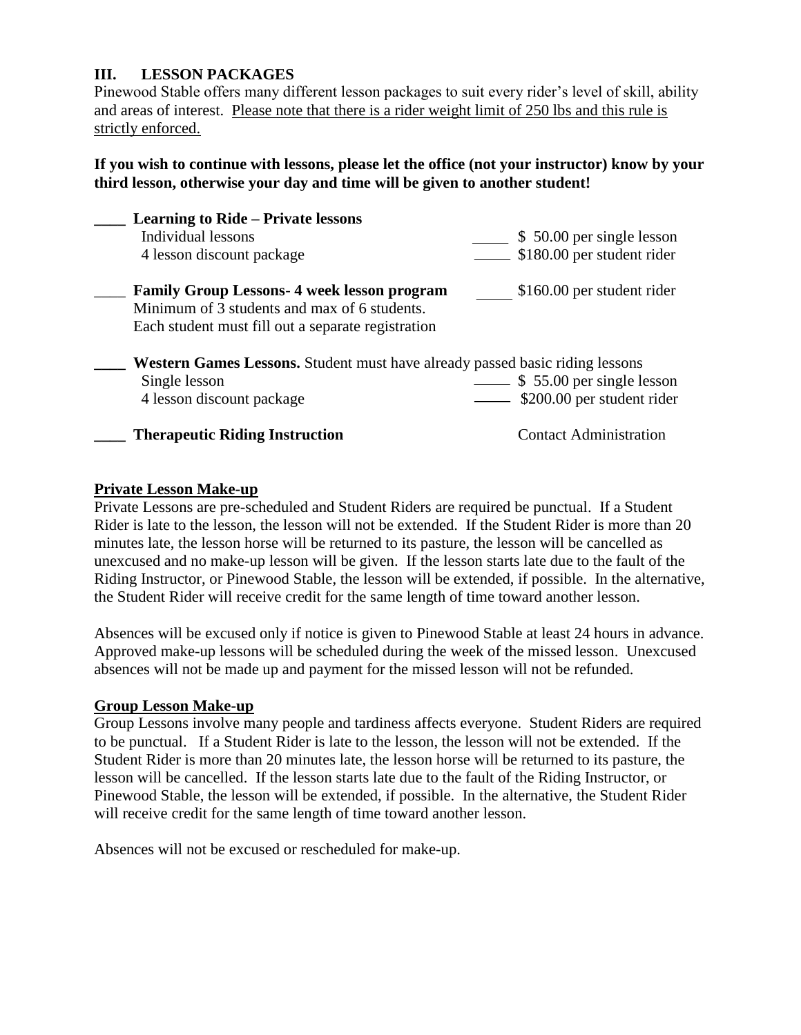## III. LESSON PACKAGES

Pinewood Stable offers many different lesson packages to suit every rider's level of skill, ability and areas of interest. Please note that there is a rider weight limit of 250 lbs and this rule is strictly enforced.

**If you wish to continue with lessons, please let the office (not your instructor) know by your third lesson, otherwise your day and time will be given to another student!**

____ **Learning to Ride – Private lessons**
- Individual lessons ____ $ 50.00 per single lesson
- 4 lesson discount package ____ $180.00 per student rider

____ **Family Group Lessons**- 4 week lesson program ____ $160.00 per student rider
Minimum of 3 students and max of 6 students.
Each student must fill out a separate registration

____ **Western Games Lessons.** Student must have already passed basic riding lessons
- Single lesson ____ $ 55.00 per single lesson
- 4 lesson discount package ____ $200.00 per student rider

____ **Therapeutic Riding Instruction** Contact Administration

**Private Lesson Make-up**

Private Lessons are pre-scheduled and Student Riders are required be punctual. If a Student Rider is late to the lesson, the lesson will not be extended. If the Student Rider is more than 20 minutes late, the lesson horse will be returned to its pasture, the lesson will be cancelled as unexcused and no make-up lesson will be given. If the lesson starts late due to the fault of the Riding Instructor, or Pinewood Stable, the lesson will be extended, if possible. In the alternative, the Student Rider will receive credit for the same length of time toward another lesson.

Absences will be excused only if notice is given to Pinewood Stable at least 24 hours in advance. Approved make-up lessons will be scheduled during the week of the missed lesson. Unexcused absences will not be made up and payment for the missed lesson will not be refunded.

**Group Lesson Make-up**

Group Lessons involve many people and tardiness affects everyone. Student Riders are required to be punctual. If a Student Rider is late to the lesson, the lesson will not be extended. If the Student Rider is more than 20 minutes late, the lesson horse will be returned to its pasture, the lesson will be cancelled. If the lesson starts late due to the fault of the Riding Instructor, or Pinewood Stable, the lesson will be extended, if possible. In the alternative, the Student Rider will receive credit for the same length of time toward another lesson.

Absences will not be excused or rescheduled for make-up.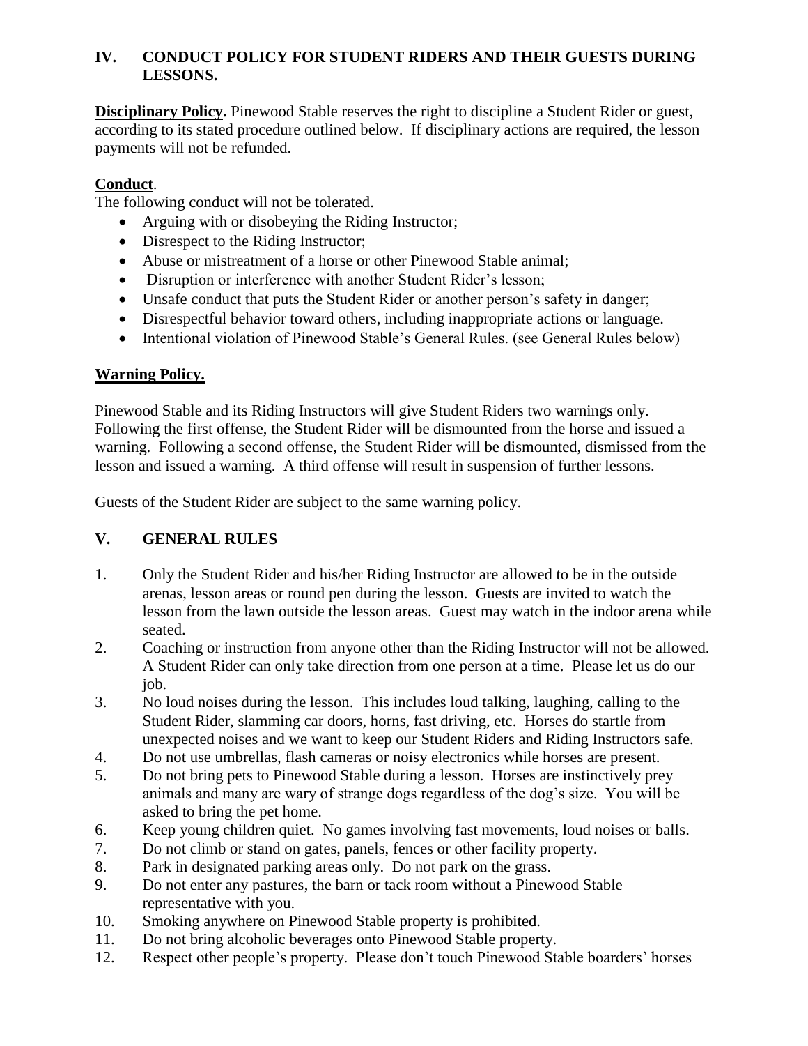## IV. CONDUCT POLICY FOR STUDENT RIDERS AND THEIR GUESTS DURING LESSONS.

**Disciplinary Policy.** Pinewood Stable reserves the right to discipline a Student Rider or guest, according to its stated procedure outlined below. If disciplinary actions are required, the lesson payments will not be refunded.

**Conduct**.

The following conduct will not be tolerated.

- Arguing with or disobeying the Riding Instructor;
- Disrespect to the Riding Instructor;
- Abuse or mistreatment of a horse or other Pinewood Stable animal;
- Disruption or interference with another Student Rider's lesson;
- Unsafe conduct that puts the Student Rider or another person's safety in danger;
- Disrespectful behavior toward others, including inappropriate actions or language.
- Intentional violation of Pinewood Stable's General Rules. (see General Rules below)

**Warning Policy.**

Pinewood Stable and its Riding Instructors will give Student Riders two warnings only. Following the first offense, the Student Rider will be dismounted from the horse and issued a warning. Following a second offense, the Student Rider will be dismounted, dismissed from the lesson and issued a warning. A third offense will result in suspension of further lessons.

Guests of the Student Rider are subject to the same warning policy.

## V. GENERAL RULES

1. Only the Student Rider and his/her Riding Instructor are allowed to be in the outside arenas, lesson areas or round pen during the lesson. Guests are invited to watch the lesson from the lawn outside the lesson areas. Guest may watch in the indoor arena while seated.
2. Coaching or instruction from anyone other than the Riding Instructor will not be allowed. A Student Rider can only take direction from one person at a time. Please let us do our job.
3. No loud noises during the lesson. This includes loud talking, laughing, calling to the Student Rider, slamming car doors, horns, fast driving, etc. Horses do startle from unexpected noises and we want to keep our Student Riders and Riding Instructors safe.
4. Do not use umbrellas, flash cameras or noisy electronics while horses are present.
5. Do not bring pets to Pinewood Stable during a lesson. Horses are instinctively prey animals and many are wary of strange dogs regardless of the dog's size. You will be asked to bring the pet home.
6. Keep young children quiet. No games involving fast movements, loud noises or balls.
7. Do not climb or stand on gates, panels, fences or other facility property.
8. Park in designated parking areas only. Do not park on the grass.
9. Do not enter any pastures, the barn or tack room without a Pinewood Stable representative with you.
10. Smoking anywhere on Pinewood Stable property is prohibited.
11. Do not bring alcoholic beverages onto Pinewood Stable property.
12. Respect other people's property. Please don't touch Pinewood Stable boarders' horses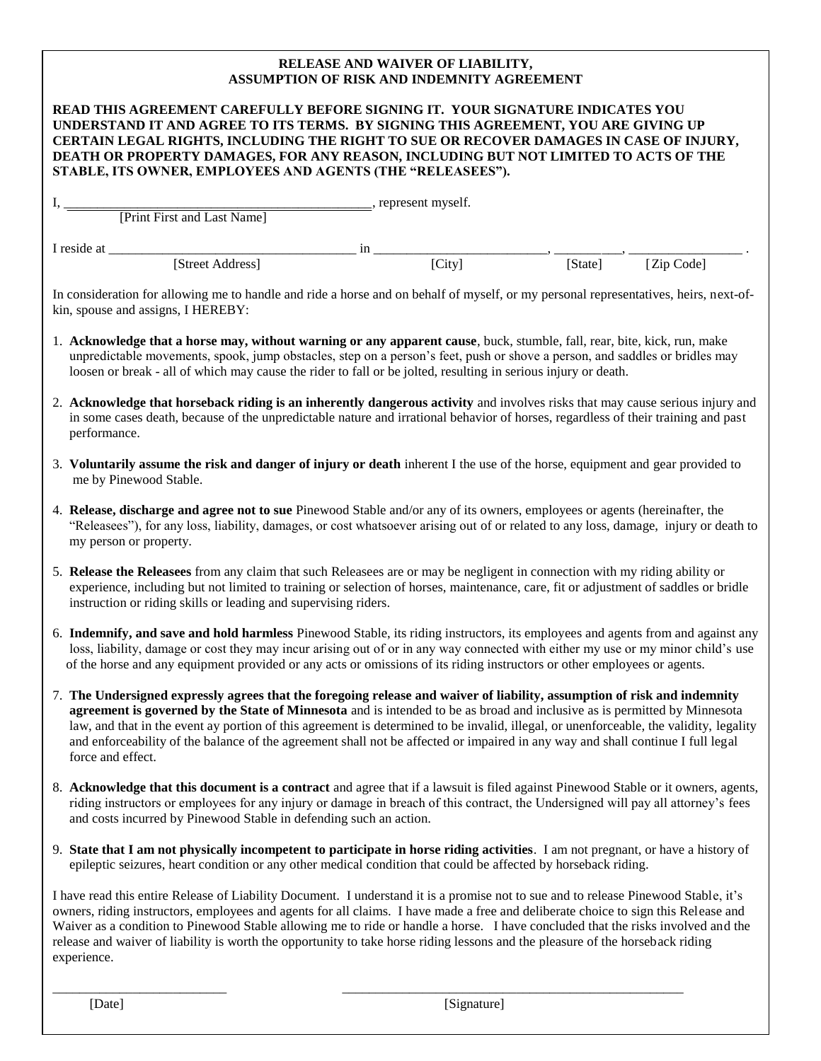**RELEASE AND WAIVER OF LIABILITY,**
**ASSUMPTION OF RISK AND INDEMNITY AGREEMENT**

**READ THIS AGREEMENT CAREFULLY BEFORE SIGNING IT. YOUR SIGNATURE INDICATES YOU UNDERSTAND IT AND AGREE TO ITS TERMS. BY SIGNING THIS AGREEMENT, YOU ARE GIVING UP CERTAIN LEGAL RIGHTS, INCLUDING THE RIGHT TO SUE OR RECOVER DAMAGES IN CASE OF INJURY, DEATH OR PROPERTY DAMAGES, FOR ANY REASON, INCLUDING BUT NOT LIMITED TO ACTS OF THE STABLE, ITS OWNER, EMPLOYEES AND AGENTS (THE "RELEASEES").**

I, _____________________________________________, represent myself.
[Print First and Last Name]

I reside at ____________________________________ in __________________________, __________, _________________ .
[Street Address] [City] [State] [Zip Code]

In consideration for allowing me to handle and ride a horse and on behalf of myself, or my personal representatives, heirs, next-of-kin, spouse and assigns, I HEREBY:

1. **Acknowledge that a horse may, without warning or any apparent cause**, buck, stumble, fall, rear, bite, kick, run, make unpredictable movements, spook, jump obstacles, step on a person's feet, push or shove a person, and saddles or bridles may loosen or break - all of which may cause the rider to fall or be jolted, resulting in serious injury or death.

2. **Acknowledge that horseback riding is an inherently dangerous activity** and involves risks that may cause serious injury and in some cases death, because of the unpredictable nature and irrational behavior of horses, regardless of their training and past performance.

3. **Voluntarily assume the risk and danger of injury or death** inherent I the use of the horse, equipment and gear provided to me by Pinewood Stable.

4. **Release, discharge and agree not to sue** Pinewood Stable and/or any of its owners, employees or agents (hereinafter, the "Releasees"), for any loss, liability, damages, or cost whatsoever arising out of or related to any loss, damage, injury or death to my person or property.

5. **Release the Releasees** from any claim that such Releasees are or may be negligent in connection with my riding ability or experience, including but not limited to training or selection of horses, maintenance, care, fit or adjustment of saddles or bridle instruction or riding skills or leading and supervising riders.

6. **Indemnify, and save and hold harmless** Pinewood Stable, its riding instructors, its employees and agents from and against any loss, liability, damage or cost they may incur arising out of or in any way connected with either my use or my minor child's use of the horse and any equipment provided or any acts or omissions of its riding instructors or other employees or agents.

7. **The Undersigned expressly agrees that the foregoing release and waiver of liability, assumption of risk and indemnity agreement is governed by the State of Minnesota** and is intended to be as broad and inclusive as is permitted by Minnesota law, and that in the event ay portion of this agreement is determined to be invalid, illegal, or unenforceable, the validity, legality and enforceability of the balance of the agreement shall not be affected or impaired in any way and shall continue I full legal force and effect.

8. **Acknowledge that this document is a contract** and agree that if a lawsuit is filed against Pinewood Stable or it owners, agents, riding instructors or employees for any injury or damage in breach of this contract, the Undersigned will pay all attorney's fees and costs incurred by Pinewood Stable in defending such an action.

9. **State that I am not physically incompetent to participate in horse riding activities**. I am not pregnant, or have a history of epileptic seizures, heart condition or any other medical condition that could be affected by horseback riding.

I have read this entire Release of Liability Document. I understand it is a promise not to sue and to release Pinewood Stable, it's owners, riding instructors, employees and agents for all claims. I have made a free and deliberate choice to sign this Release and Waiver as a condition to Pinewood Stable allowing me to ride or handle a horse. I have concluded that the risks involved and the release and waiver of liability is worth the opportunity to take horse riding lessons and the pleasure of the horseback riding experience.

__________________________ ____________________________________________________
[Date] [Signature]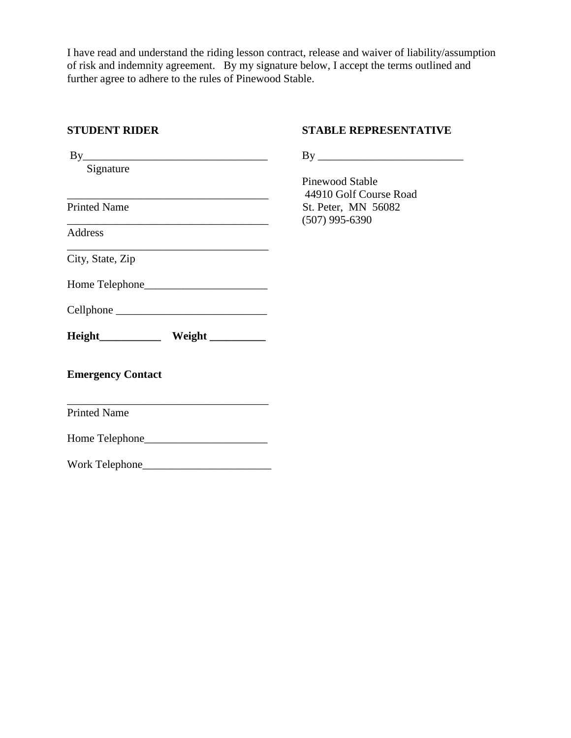I have read and understand the riding lesson contract, release and waiver of liability/assumption of risk and indemnity agreement. By my signature below, I accept the terms outlined and further agree to adhere to the rules of Pinewood Stable.

**STUDENT RIDER**

By_________________________________
Signature

___________________________________
Printed Name

___________________________________
Address

___________________________________
City, State, Zip

Home Telephone______________________

Cellphone ___________________________

**Height___________ Weight __________**

**Emergency Contact**

___________________________________
Printed Name

Home Telephone______________________

Work Telephone_______________________

**STABLE REPRESENTATIVE**

By __________________________

Pinewood Stable
44910 Golf Course Road
St. Peter, MN 56082
(507) 995-6390